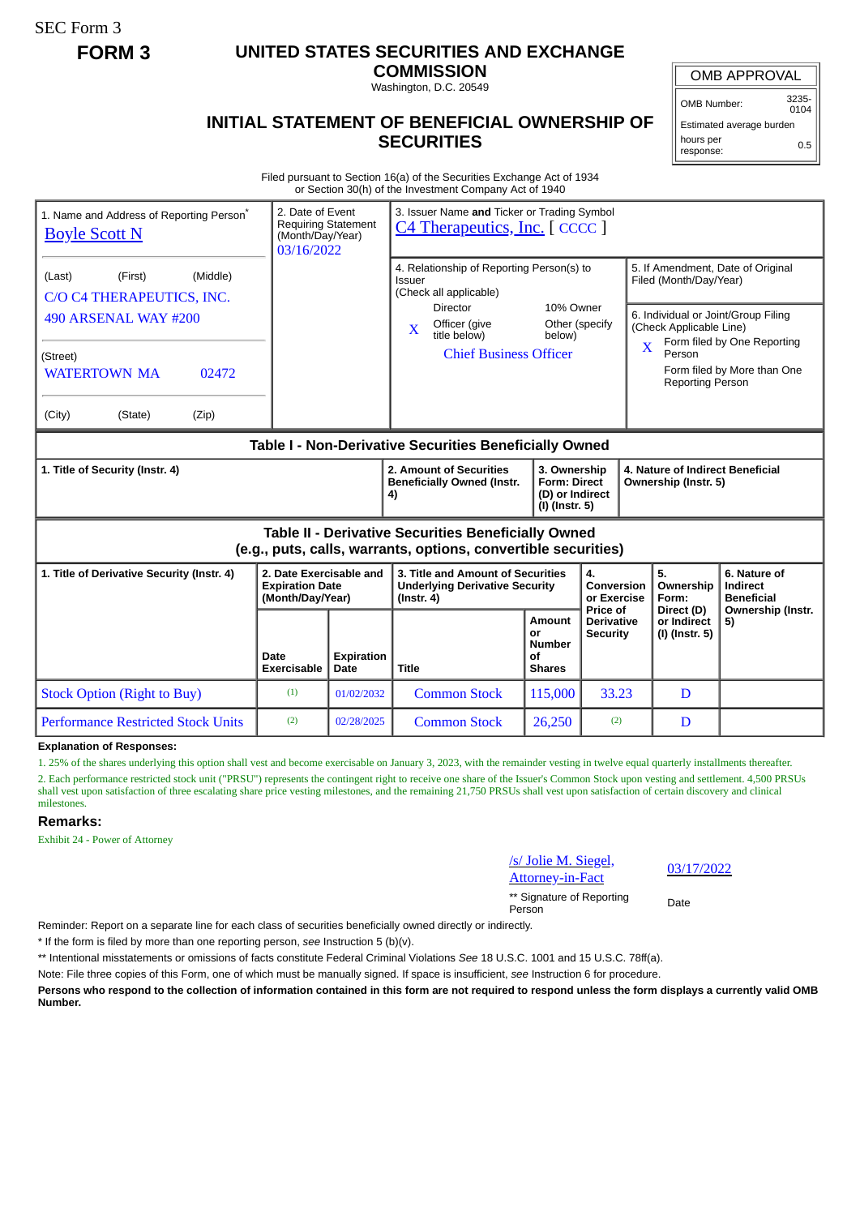SEC Form 3

**FORM 3**

# UNITED STATES SECURITIES AND EXCHANGE COMMISSION

Washington, D.C. 20549

## INITIAL STATEMENT OF BENEFICIAL OWNERSHIP OF SECURITIES

| OMB APPROVAL | |
|---|---|
| OMB Number: | 3235-0104 |
| Estimated average burden | |
| hours per response: | 0.5 |

Filed pursuant to Section 16(a) of the Securities Exchange Act of 1934
or Section 30(h) of the Investment Company Act of 1940

1. Name and Address of Reporting Person*
Boyle Scott N

(Last) (First) (Middle)
C/O C4 THERAPEUTICS, INC.
490 ARSENAL WAY #200

(Street)
WATERTOWN MA 02472

(City) (State) (Zip)

2. Date of Event Requiring Statement (Month/Day/Year)
03/16/2022

3. Issuer Name **and** Ticker or Trading Symbol
C4 Therapeutics, Inc. [ CCCC ]

4. Relationship of Reporting Person(s) to Issuer
(Check all applicable)
Director
10% Owner
X Officer (give title below)
Other (specify below)
Chief Business Officer

5. If Amendment, Date of Original Filed (Month/Day/Year)

6. Individual or Joint/Group Filing (Check Applicable Line)
X Form filed by One Reporting Person
Form filed by More than One Reporting Person

### Table I - Non-Derivative Securities Beneficially Owned

| 1. Title of Security (Instr. 4) | 2. Amount of Securities Beneficially Owned (Instr. 4) | 3. Ownership Form: Direct (D) or Indirect (I) (Instr. 5) | 4. Nature of Indirect Beneficial Ownership (Instr. 5) |
|---|---|---|---|

### Table II - Derivative Securities Beneficially Owned (e.g., puts, calls, warrants, options, convertible securities)

| 1. Title of Derivative Security (Instr. 4) | 2. Date Exercisable and Expiration Date (Month/Day/Year) | | 3. Title and Amount of Securities Underlying Derivative Security (Instr. 4) | | 4. Conversion or Exercise Price of Derivative Security | 5. Ownership Form: Direct (D) or Indirect (I) (Instr. 5) | 6. Nature of Indirect Beneficial Ownership (Instr. 5) |
|---|---|---|---|---|---|---|---|
| | Date Exercisable | Expiration Date | Title | Amount or Number of Shares | | | |
| Stock Option (Right to Buy) | (1) | 01/02/2032 | Common Stock | 115,000 | 33.23 | D | |
| Performance Restricted Stock Units | (2) | 02/28/2025 | Common Stock | 26,250 | (2) | D | |

**Explanation of Responses:**

1. 25% of the shares underlying this option shall vest and become exercisable on January 3, 2023, with the remainder vesting in twelve equal quarterly installments thereafter.

2. Each performance restricted stock unit ("PRSU") represents the contingent right to receive one share of the Issuer's Common Stock upon vesting and settlement. 4,500 PRSUs shall vest upon satisfaction of three escalating share price vesting milestones, and the remaining 21,750 PRSUs shall vest upon satisfaction of certain discovery and clinical milestones.

**Remarks:**

Exhibit 24 - Power of Attorney

/s/ Jolie M. Siegel, Attorney-in-Fact — 03/17/2022

** Signature of Reporting Person — Date

Reminder: Report on a separate line for each class of securities beneficially owned directly or indirectly.

* If the form is filed by more than one reporting person, *see* Instruction 5 (b)(v).

** Intentional misstatements or omissions of facts constitute Federal Criminal Violations *See* 18 U.S.C. 1001 and 15 U.S.C. 78ff(a).

Note: File three copies of this Form, one of which must be manually signed. If space is insufficient, *see* Instruction 6 for procedure.

**Persons who respond to the collection of information contained in this form are not required to respond unless the form displays a currently valid OMB Number.**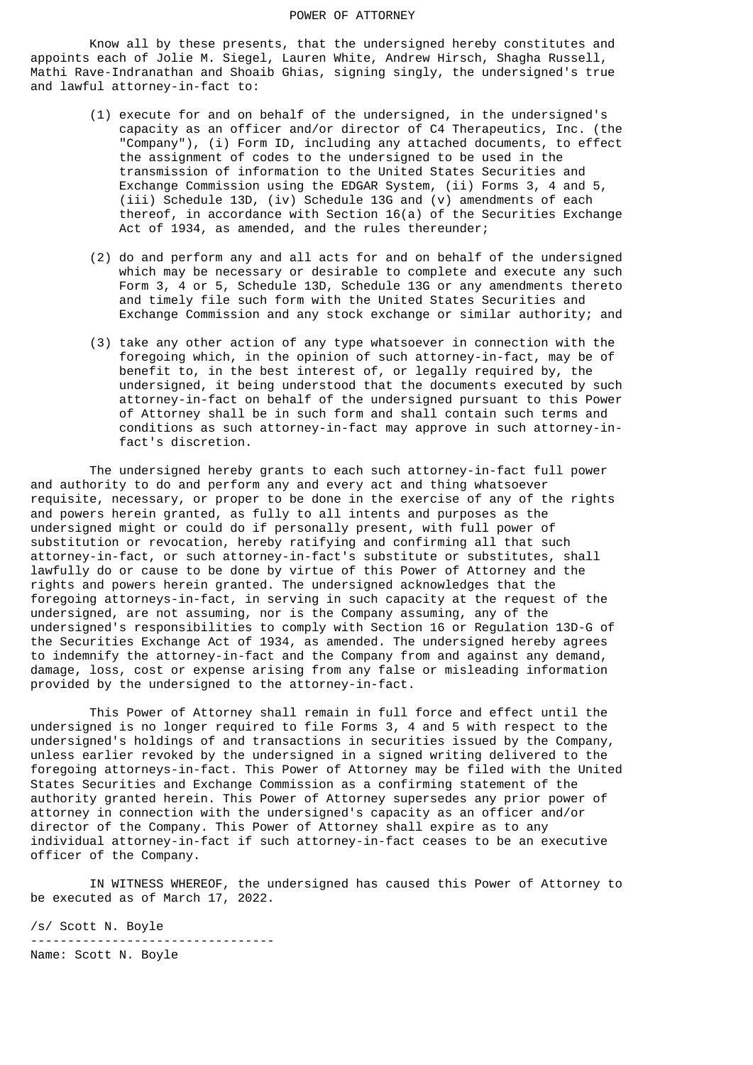# POWER OF ATTORNEY

Know all by these presents, that the undersigned hereby constitutes and appoints each of Jolie M. Siegel, Lauren White, Andrew Hirsch, Shagha Russell, Mathi Rave-Indranathan and Shoaib Ghias, signing singly, the undersigned's true and lawful attorney-in-fact to:

(1) execute for and on behalf of the undersigned, in the undersigned's capacity as an officer and/or director of C4 Therapeutics, Inc. (the "Company"), (i) Form ID, including any attached documents, to effect the assignment of codes to the undersigned to be used in the transmission of information to the United States Securities and Exchange Commission using the EDGAR System, (ii) Forms 3, 4 and 5, (iii) Schedule 13D, (iv) Schedule 13G and (v) amendments of each thereof, in accordance with Section 16(a) of the Securities Exchange Act of 1934, as amended, and the rules thereunder;

(2) do and perform any and all acts for and on behalf of the undersigned which may be necessary or desirable to complete and execute any such Form 3, 4 or 5, Schedule 13D, Schedule 13G or any amendments thereto and timely file such form with the United States Securities and Exchange Commission and any stock exchange or similar authority; and

(3) take any other action of any type whatsoever in connection with the foregoing which, in the opinion of such attorney-in-fact, may be of benefit to, in the best interest of, or legally required by, the undersigned, it being understood that the documents executed by such attorney-in-fact on behalf of the undersigned pursuant to this Power of Attorney shall be in such form and shall contain such terms and conditions as such attorney-in-fact may approve in such attorney-in-fact's discretion.

The undersigned hereby grants to each such attorney-in-fact full power and authority to do and perform any and every act and thing whatsoever requisite, necessary, or proper to be done in the exercise of any of the rights and powers herein granted, as fully to all intents and purposes as the undersigned might or could do if personally present, with full power of substitution or revocation, hereby ratifying and confirming all that such attorney-in-fact, or such attorney-in-fact's substitute or substitutes, shall lawfully do or cause to be done by virtue of this Power of Attorney and the rights and powers herein granted. The undersigned acknowledges that the foregoing attorneys-in-fact, in serving in such capacity at the request of the undersigned, are not assuming, nor is the Company assuming, any of the undersigned's responsibilities to comply with Section 16 or Regulation 13D-G of the Securities Exchange Act of 1934, as amended. The undersigned hereby agrees to indemnify the attorney-in-fact and the Company from and against any demand, damage, loss, cost or expense arising from any false or misleading information provided by the undersigned to the attorney-in-fact.

This Power of Attorney shall remain in full force and effect until the undersigned is no longer required to file Forms 3, 4 and 5 with respect to the undersigned's holdings of and transactions in securities issued by the Company, unless earlier revoked by the undersigned in a signed writing delivered to the foregoing attorneys-in-fact. This Power of Attorney may be filed with the United States Securities and Exchange Commission as a confirming statement of the authority granted herein. This Power of Attorney supersedes any prior power of attorney in connection with the undersigned's capacity as an officer and/or director of the Company. This Power of Attorney shall expire as to any individual attorney-in-fact if such attorney-in-fact ceases to be an executive officer of the Company.

IN WITNESS WHEREOF, the undersigned has caused this Power of Attorney to be executed as of March 17, 2022.

/s/ Scott N. Boyle

---------------------------------

Name: Scott N. Boyle